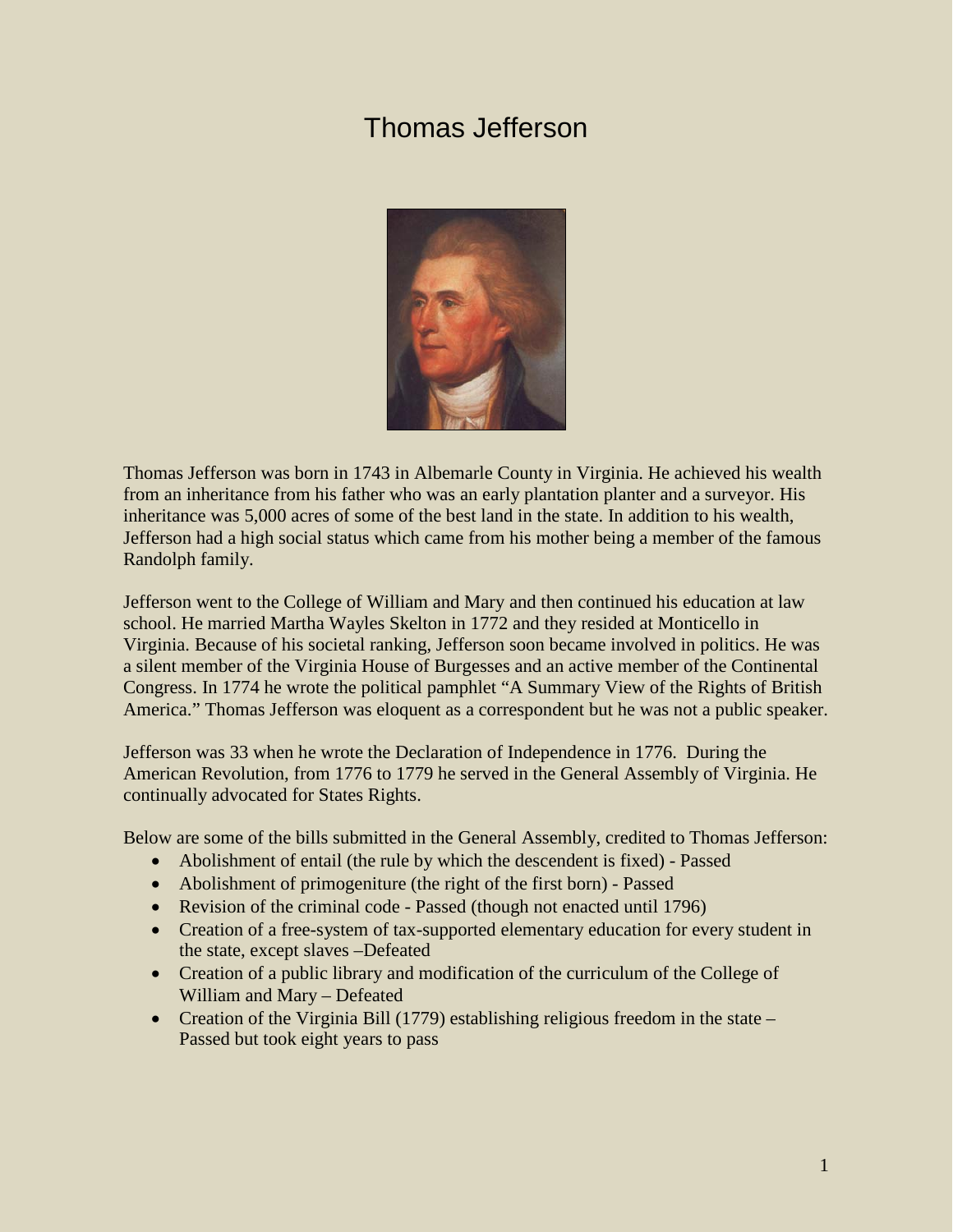# Thomas Jefferson

Thomas Jefferson was born in 1743 in Albemarle County in Virginia. He achieved his wealth from an inheritance from his father who was an early plantation planter and a surveyor. His inheritance was 5,000 acres of some of the best land in the state. In addition to his wealth, Jefferson had a high social status which came from his mother being a member of the famous Randolph family.

Jefferson went to the College of William and Mary and then continued his education at law school. He married Martha Wayles Skelton in 1772 and they resided at Monticello in Virginia. Because of his societal ranking, Jefferson soon became involved in politics. He was a silent member of the Virginia House of Burgesses and an active member of the Continental Congress. In 1774 he wrote the political pamphlet "A Summary View of the Rights of British America." Thomas Jefferson was eloquent as a correspondent but he was not a public speaker.

Jefferson was 33 when he wrote the Declaration of Independence in 1776. During the American Revolution, from 1776 to 1779 he served in the General Assembly of Virginia. He continually advocated for States Rights.

Below are some of the bills submitted in the General Assembly, credited to Thomas Jefferson:

- Abolishment of entail (the rule by which the descendent is fixed) - Passed
- Abolishment of primogeniture (the right of the first born) - Passed
- Revision of the criminal code - Passed (though not enacted until 1796)
- Creation of a free-system of tax-supported elementary education for every student in the state, except slaves –Defeated
- Creation of a public library and modification of the curriculum of the College of William and Mary – Defeated
- Creation of the Virginia Bill (1779) establishing religious freedom in the state – Passed but took eight years to pass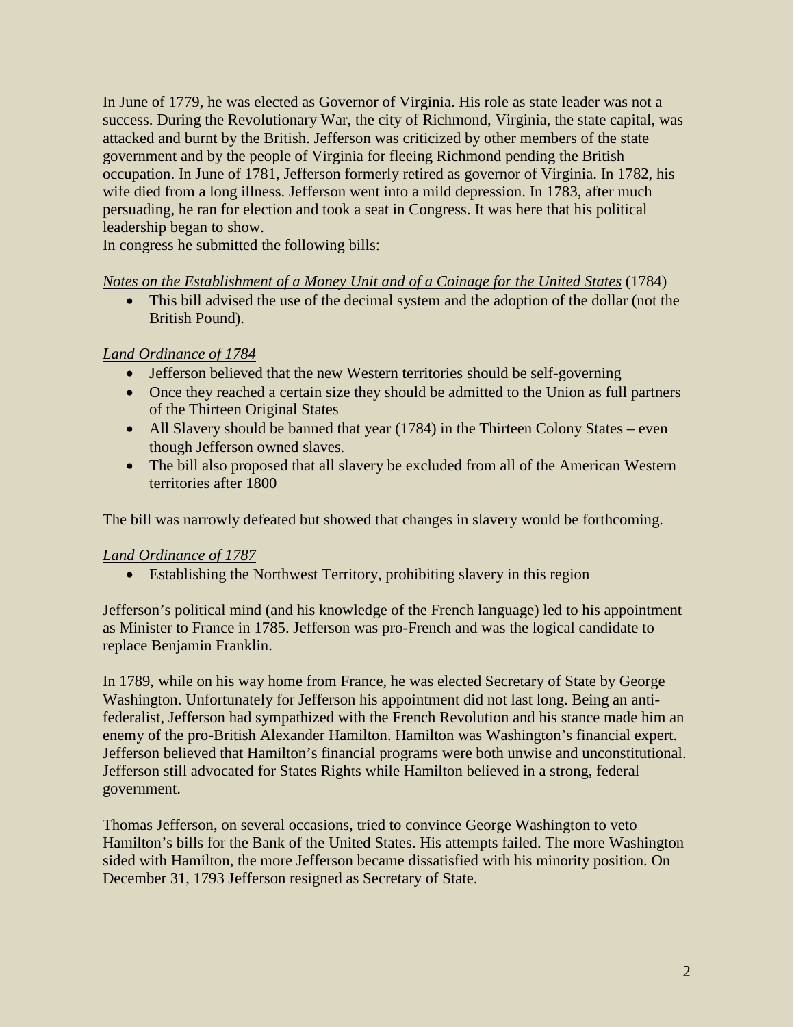In June of 1779, he was elected as Governor of Virginia. His role as state leader was not a success. During the Revolutionary War, the city of Richmond, Virginia, the state capital, was attacked and burnt by the British. Jefferson was criticized by other members of the state government and by the people of Virginia for fleeing Richmond pending the British occupation. In June of 1781, Jefferson formerly retired as governor of Virginia. In 1782, his wife died from a long illness. Jefferson went into a mild depression. In 1783, after much persuading, he ran for election and took a seat in Congress. It was here that his political leadership began to show.
In congress he submitted the following bills:

<u>*Notes on the Establishment of a Money Unit and of a Coinage for the United States*</u> (1784)

- This bill advised the use of the decimal system and the adoption of the dollar (not the British Pound).

<u>*Land Ordinance of 1784*</u>

- Jefferson believed that the new Western territories should be self-governing
- Once they reached a certain size they should be admitted to the Union as full partners of the Thirteen Original States
- All Slavery should be banned that year (1784) in the Thirteen Colony States – even though Jefferson owned slaves.
- The bill also proposed that all slavery be excluded from all of the American Western territories after 1800

The bill was narrowly defeated but showed that changes in slavery would be forthcoming.

<u>*Land Ordinance of 1787*</u>

- Establishing the Northwest Territory, prohibiting slavery in this region

Jefferson's political mind (and his knowledge of the French language) led to his appointment as Minister to France in 1785. Jefferson was pro-French and was the logical candidate to replace Benjamin Franklin.

In 1789, while on his way home from France, he was elected Secretary of State by George Washington. Unfortunately for Jefferson his appointment did not last long. Being an anti-federalist, Jefferson had sympathized with the French Revolution and his stance made him an enemy of the pro-British Alexander Hamilton. Hamilton was Washington's financial expert. Jefferson believed that Hamilton's financial programs were both unwise and unconstitutional. Jefferson still advocated for States Rights while Hamilton believed in a strong, federal government.

Thomas Jefferson, on several occasions, tried to convince George Washington to veto Hamilton's bills for the Bank of the United States. His attempts failed. The more Washington sided with Hamilton, the more Jefferson became dissatisfied with his minority position. On December 31, 1793 Jefferson resigned as Secretary of State.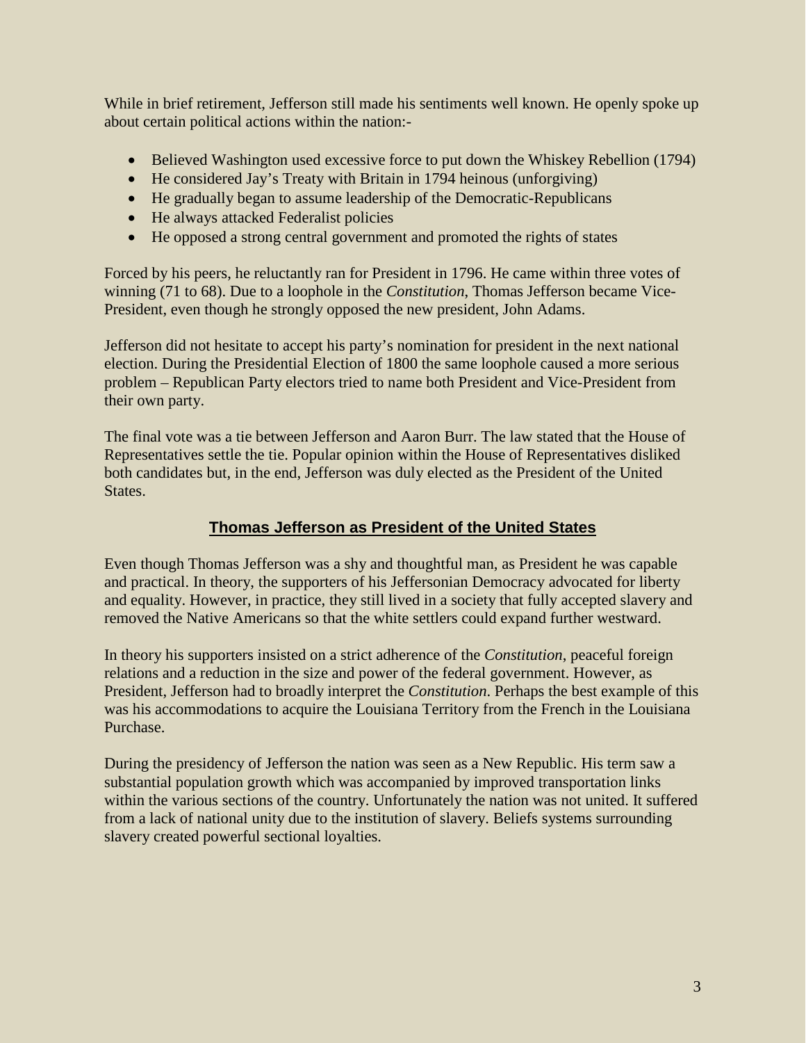While in brief retirement, Jefferson still made his sentiments well known. He openly spoke up about certain political actions within the nation:-

- Believed Washington used excessive force to put down the Whiskey Rebellion (1794)
- He considered Jay's Treaty with Britain in 1794 heinous (unforgiving)
- He gradually began to assume leadership of the Democratic-Republicans
- He always attacked Federalist policies
- He opposed a strong central government and promoted the rights of states

Forced by his peers, he reluctantly ran for President in 1796. He came within three votes of winning (71 to 68). Due to a loophole in the *Constitution*, Thomas Jefferson became Vice-President, even though he strongly opposed the new president, John Adams.

Jefferson did not hesitate to accept his party's nomination for president in the next national election. During the Presidential Election of 1800 the same loophole caused a more serious problem – Republican Party electors tried to name both President and Vice-President from their own party.

The final vote was a tie between Jefferson and Aaron Burr. The law stated that the House of Representatives settle the tie. Popular opinion within the House of Representatives disliked both candidates but, in the end, Jefferson was duly elected as the President of the United States.

## Thomas Jefferson as President of the United States

Even though Thomas Jefferson was a shy and thoughtful man, as President he was capable and practical. In theory, the supporters of his Jeffersonian Democracy advocated for liberty and equality. However, in practice, they still lived in a society that fully accepted slavery and removed the Native Americans so that the white settlers could expand further westward.

In theory his supporters insisted on a strict adherence of the *Constitution*, peaceful foreign relations and a reduction in the size and power of the federal government. However, as President, Jefferson had to broadly interpret the *Constitution*. Perhaps the best example of this was his accommodations to acquire the Louisiana Territory from the French in the Louisiana Purchase.

During the presidency of Jefferson the nation was seen as a New Republic. His term saw a substantial population growth which was accompanied by improved transportation links within the various sections of the country. Unfortunately the nation was not united. It suffered from a lack of national unity due to the institution of slavery. Beliefs systems surrounding slavery created powerful sectional loyalties.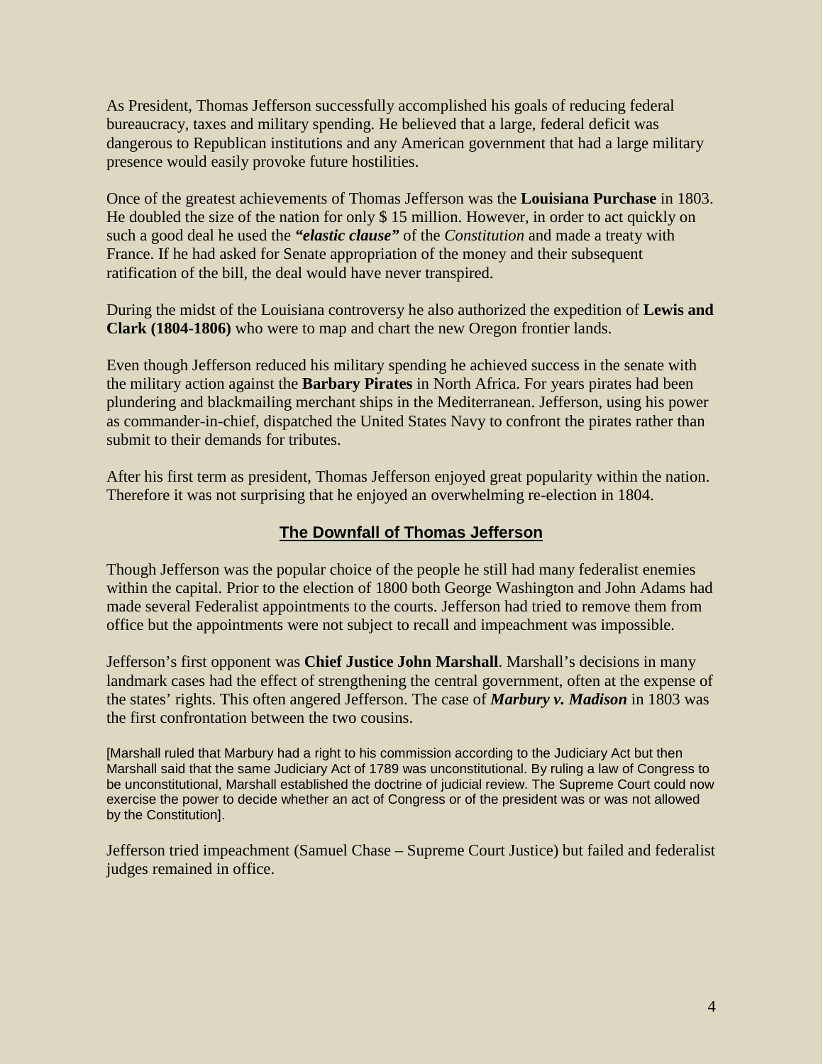As President, Thomas Jefferson successfully accomplished his goals of reducing federal bureaucracy, taxes and military spending. He believed that a large, federal deficit was dangerous to Republican institutions and any American government that had a large military presence would easily provoke future hostilities.

Once of the greatest achievements of Thomas Jefferson was the **Louisiana Purchase** in 1803. He doubled the size of the nation for only $ 15 million. However, in order to act quickly on such a good deal he used the ***"elastic clause"*** of the *Constitution* and made a treaty with France. If he had asked for Senate appropriation of the money and their subsequent ratification of the bill, the deal would have never transpired.

During the midst of the Louisiana controversy he also authorized the expedition of **Lewis and Clark (1804-1806)** who were to map and chart the new Oregon frontier lands.

Even though Jefferson reduced his military spending he achieved success in the senate with the military action against the **Barbary Pirates** in North Africa. For years pirates had been plundering and blackmailing merchant ships in the Mediterranean. Jefferson, using his power as commander-in-chief, dispatched the United States Navy to confront the pirates rather than submit to their demands for tributes.

After his first term as president, Thomas Jefferson enjoyed great popularity within the nation. Therefore it was not surprising that he enjoyed an overwhelming re-election in 1804.

## The Downfall of Thomas Jefferson

Though Jefferson was the popular choice of the people he still had many federalist enemies within the capital. Prior to the election of 1800 both George Washington and John Adams had made several Federalist appointments to the courts. Jefferson had tried to remove them from office but the appointments were not subject to recall and impeachment was impossible.

Jefferson's first opponent was **Chief Justice John Marshall**. Marshall's decisions in many landmark cases had the effect of strengthening the central government, often at the expense of the states' rights. This often angered Jefferson. The case of ***Marbury v. Madison*** in 1803 was the first confrontation between the two cousins.

[Marshall ruled that Marbury had a right to his commission according to the Judiciary Act but then Marshall said that the same Judiciary Act of 1789 was unconstitutional. By ruling a law of Congress to be unconstitutional, Marshall established the doctrine of judicial review. The Supreme Court could now exercise the power to decide whether an act of Congress or of the president was or was not allowed by the Constitution].

Jefferson tried impeachment (Samuel Chase – Supreme Court Justice) but failed and federalist judges remained in office.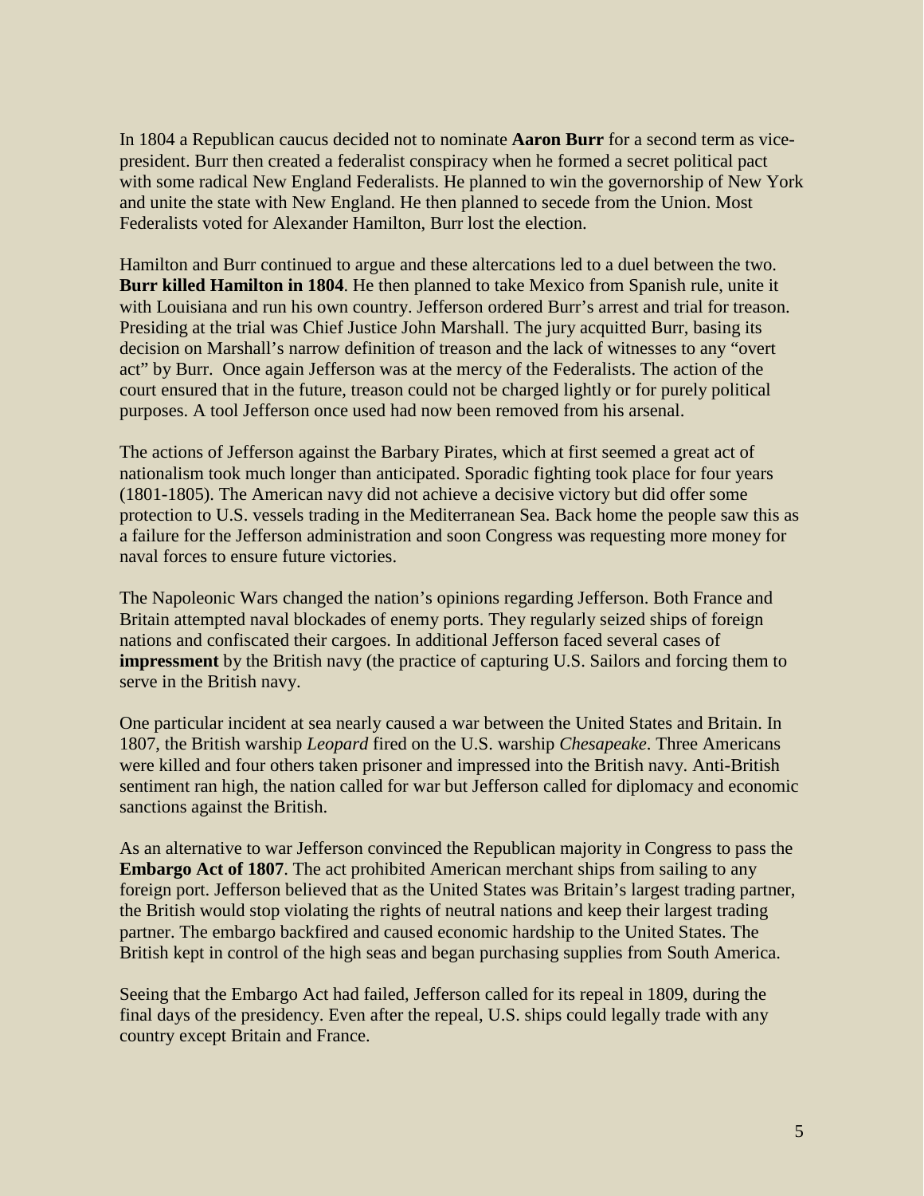In 1804 a Republican caucus decided not to nominate **Aaron Burr** for a second term as vice-president. Burr then created a federalist conspiracy when he formed a secret political pact with some radical New England Federalists. He planned to win the governorship of New York and unite the state with New England. He then planned to secede from the Union. Most Federalists voted for Alexander Hamilton, Burr lost the election.

Hamilton and Burr continued to argue and these altercations led to a duel between the two. **Burr killed Hamilton in 1804**. He then planned to take Mexico from Spanish rule, unite it with Louisiana and run his own country. Jefferson ordered Burr's arrest and trial for treason. Presiding at the trial was Chief Justice John Marshall. The jury acquitted Burr, basing its decision on Marshall's narrow definition of treason and the lack of witnesses to any "overt act" by Burr. Once again Jefferson was at the mercy of the Federalists. The action of the court ensured that in the future, treason could not be charged lightly or for purely political purposes. A tool Jefferson once used had now been removed from his arsenal.

The actions of Jefferson against the Barbary Pirates, which at first seemed a great act of nationalism took much longer than anticipated. Sporadic fighting took place for four years (1801-1805). The American navy did not achieve a decisive victory but did offer some protection to U.S. vessels trading in the Mediterranean Sea. Back home the people saw this as a failure for the Jefferson administration and soon Congress was requesting more money for naval forces to ensure future victories.

The Napoleonic Wars changed the nation's opinions regarding Jefferson. Both France and Britain attempted naval blockades of enemy ports. They regularly seized ships of foreign nations and confiscated their cargoes. In additional Jefferson faced several cases of **impressment** by the British navy (the practice of capturing U.S. Sailors and forcing them to serve in the British navy.

One particular incident at sea nearly caused a war between the United States and Britain. In 1807, the British warship *Leopard* fired on the U.S. warship *Chesapeake*. Three Americans were killed and four others taken prisoner and impressed into the British navy. Anti-British sentiment ran high, the nation called for war but Jefferson called for diplomacy and economic sanctions against the British.

As an alternative to war Jefferson convinced the Republican majority in Congress to pass the **Embargo Act of 1807**. The act prohibited American merchant ships from sailing to any foreign port. Jefferson believed that as the United States was Britain's largest trading partner, the British would stop violating the rights of neutral nations and keep their largest trading partner. The embargo backfired and caused economic hardship to the United States. The British kept in control of the high seas and began purchasing supplies from South America.

Seeing that the Embargo Act had failed, Jefferson called for its repeal in 1809, during the final days of the presidency. Even after the repeal, U.S. ships could legally trade with any country except Britain and France.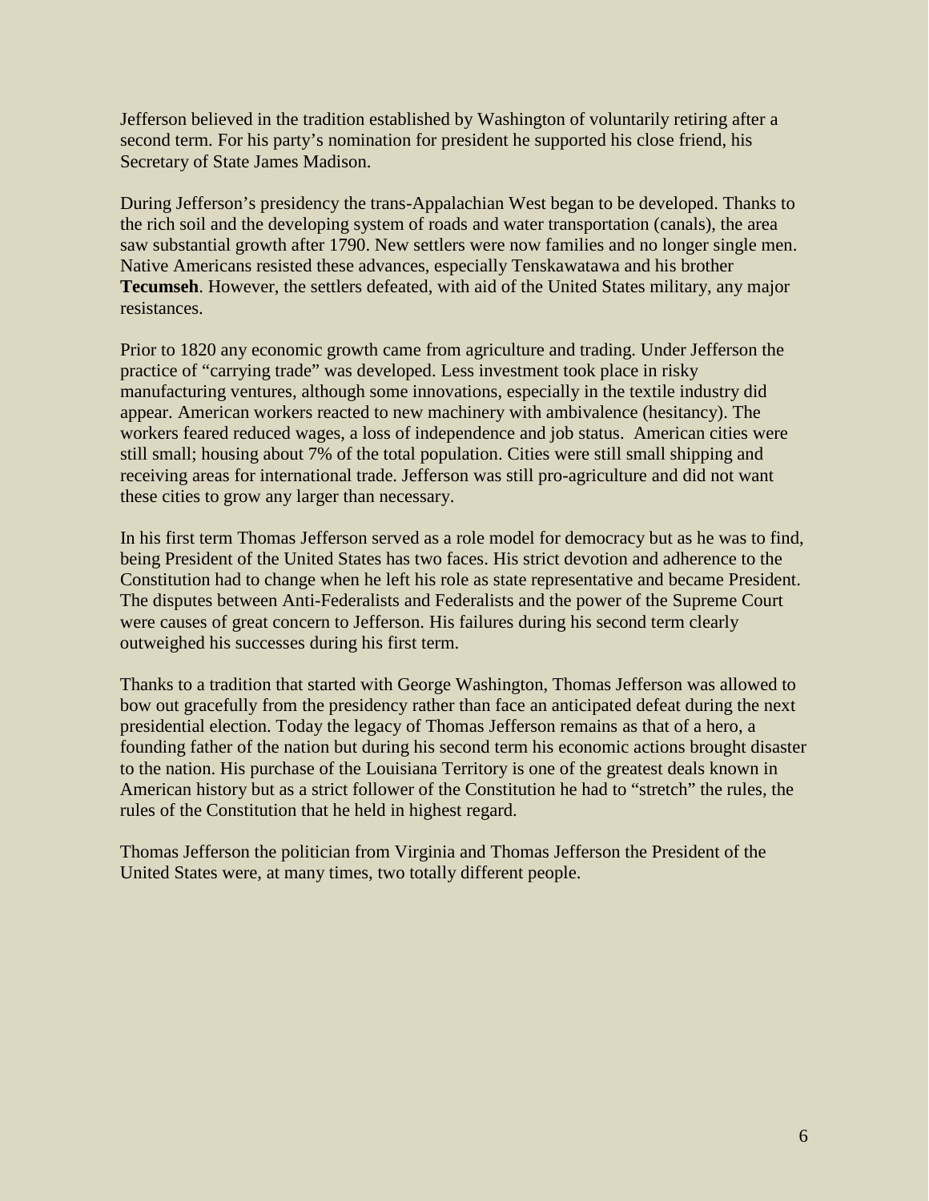Jefferson believed in the tradition established by Washington of voluntarily retiring after a second term. For his party's nomination for president he supported his close friend, his Secretary of State James Madison.

During Jefferson's presidency the trans-Appalachian West began to be developed. Thanks to the rich soil and the developing system of roads and water transportation (canals), the area saw substantial growth after 1790. New settlers were now families and no longer single men. Native Americans resisted these advances, especially Tenskawatawa and his brother **Tecumseh**. However, the settlers defeated, with aid of the United States military, any major resistances.

Prior to 1820 any economic growth came from agriculture and trading. Under Jefferson the practice of "carrying trade" was developed. Less investment took place in risky manufacturing ventures, although some innovations, especially in the textile industry did appear. American workers reacted to new machinery with ambivalence (hesitancy). The workers feared reduced wages, a loss of independence and job status. American cities were still small; housing about 7% of the total population. Cities were still small shipping and receiving areas for international trade. Jefferson was still pro-agriculture and did not want these cities to grow any larger than necessary.

In his first term Thomas Jefferson served as a role model for democracy but as he was to find, being President of the United States has two faces. His strict devotion and adherence to the Constitution had to change when he left his role as state representative and became President. The disputes between Anti-Federalists and Federalists and the power of the Supreme Court were causes of great concern to Jefferson. His failures during his second term clearly outweighed his successes during his first term.

Thanks to a tradition that started with George Washington, Thomas Jefferson was allowed to bow out gracefully from the presidency rather than face an anticipated defeat during the next presidential election. Today the legacy of Thomas Jefferson remains as that of a hero, a founding father of the nation but during his second term his economic actions brought disaster to the nation. His purchase of the Louisiana Territory is one of the greatest deals known in American history but as a strict follower of the Constitution he had to "stretch" the rules, the rules of the Constitution that he held in highest regard.

Thomas Jefferson the politician from Virginia and Thomas Jefferson the President of the United States were, at many times, two totally different people.